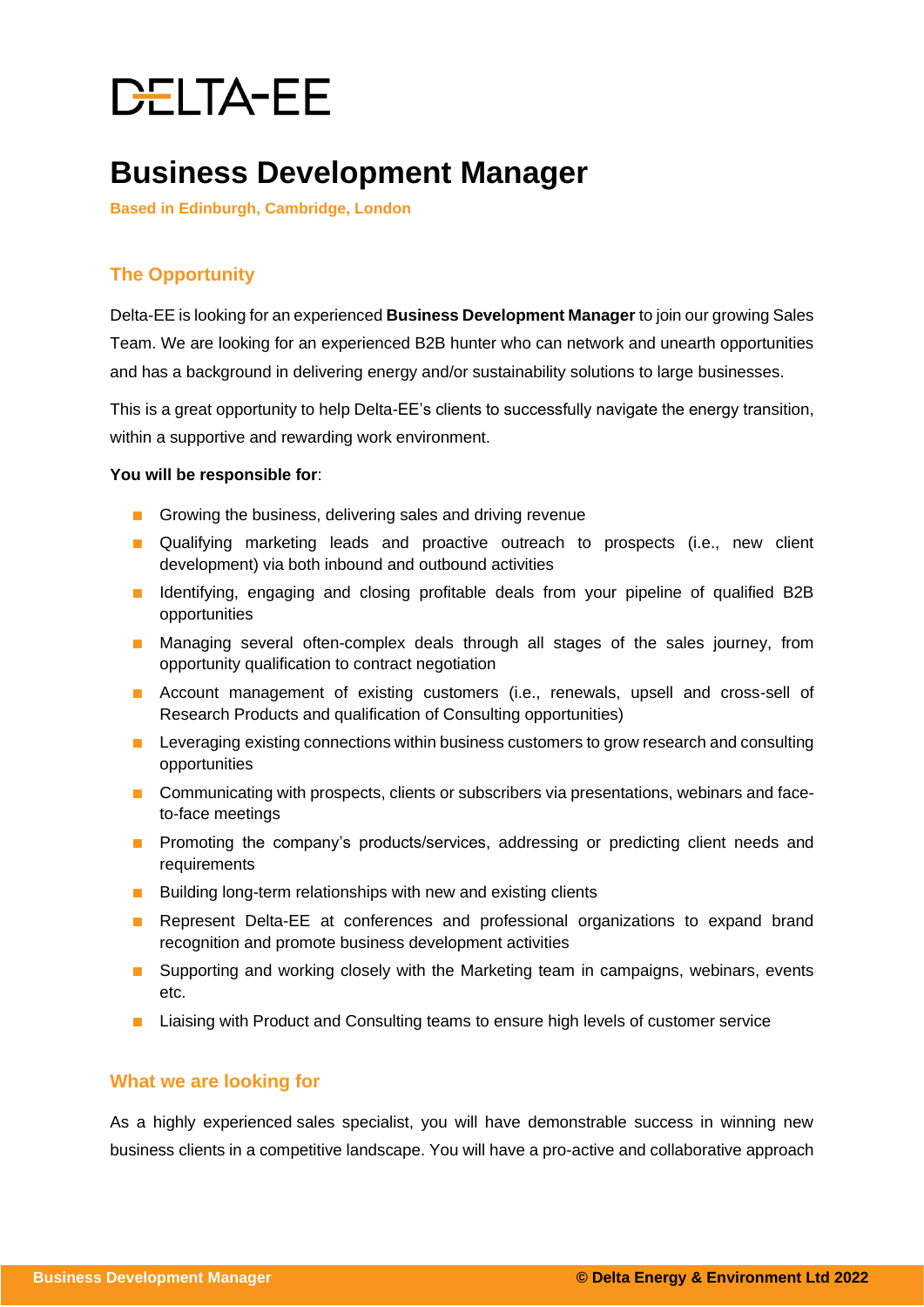DELTA-EE

# Business Development Manager

**Based in Edinburgh, Cambridge, London**

## The Opportunity

Delta-EE is looking for an experienced **Business Development Manager** to join our growing Sales Team. We are looking for an experienced B2B hunter who can network and unearth opportunities and has a background in delivering energy and/or sustainability solutions to large businesses.

This is a great opportunity to help Delta-EE's clients to successfully navigate the energy transition, within a supportive and rewarding work environment.

**You will be responsible for**:

- Growing the business, delivering sales and driving revenue
- Qualifying marketing leads and proactive outreach to prospects (i.e., new client development) via both inbound and outbound activities
- Identifying, engaging and closing profitable deals from your pipeline of qualified B2B opportunities
- Managing several often-complex deals through all stages of the sales journey, from opportunity qualification to contract negotiation
- Account management of existing customers (i.e., renewals, upsell and cross-sell of Research Products and qualification of Consulting opportunities)
- Leveraging existing connections within business customers to grow research and consulting opportunities
- Communicating with prospects, clients or subscribers via presentations, webinars and face-to-face meetings
- Promoting the company's products/services, addressing or predicting client needs and requirements
- Building long-term relationships with new and existing clients
- Represent Delta-EE at conferences and professional organizations to expand brand recognition and promote business development activities
- Supporting and working closely with the Marketing team in campaigns, webinars, events etc.
- Liaising with Product and Consulting teams to ensure high levels of customer service

## What we are looking for

As a highly experienced sales specialist, you will have demonstrable success in winning new business clients in a competitive landscape. You will have a pro-active and collaborative approach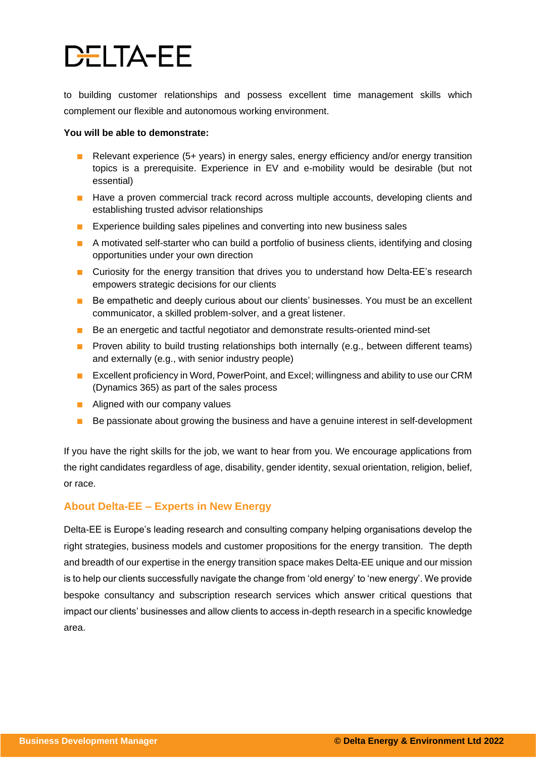to building customer relationships and possess excellent time management skills which complement our flexible and autonomous working environment.

**You will be able to demonstrate:**

- Relevant experience (5+ years) in energy sales, energy efficiency and/or energy transition topics is a prerequisite. Experience in EV and e-mobility would be desirable (but not essential)
- Have a proven commercial track record across multiple accounts, developing clients and establishing trusted advisor relationships
- Experience building sales pipelines and converting into new business sales
- A motivated self-starter who can build a portfolio of business clients, identifying and closing opportunities under your own direction
- Curiosity for the energy transition that drives you to understand how Delta-EE's research empowers strategic decisions for our clients
- Be empathetic and deeply curious about our clients' businesses. You must be an excellent communicator, a skilled problem-solver, and a great listener.
- Be an energetic and tactful negotiator and demonstrate results-oriented mind-set
- Proven ability to build trusting relationships both internally (e.g., between different teams) and externally (e.g., with senior industry people)
- Excellent proficiency in Word, PowerPoint, and Excel; willingness and ability to use our CRM (Dynamics 365) as part of the sales process
- Aligned with our company values
- Be passionate about growing the business and have a genuine interest in self-development

If you have the right skills for the job, we want to hear from you. We encourage applications from the right candidates regardless of age, disability, gender identity, sexual orientation, religion, belief, or race.

## About Delta-EE – Experts in New Energy

Delta-EE is Europe's leading research and consulting company helping organisations develop the right strategies, business models and customer propositions for the energy transition. The depth and breadth of our expertise in the energy transition space makes Delta-EE unique and our mission is to help our clients successfully navigate the change from 'old energy' to 'new energy'. We provide bespoke consultancy and subscription research services which answer critical questions that impact our clients' businesses and allow clients to access in-depth research in a specific knowledge area.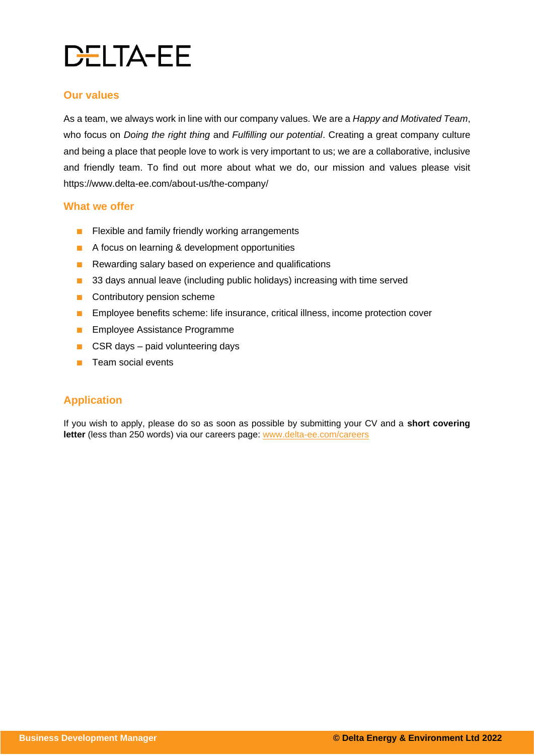## Our values

As a team, we always work in line with our company values. We are a *Happy and Motivated Team*, who focus on *Doing the right thing* and *Fulfilling our potential*. Creating a great company culture and being a place that people love to work is very important to us; we are a collaborative, inclusive and friendly team. To find out more about what we do, our mission and values please visit https://www.delta-ee.com/about-us/the-company/

## What we offer

- Flexible and family friendly working arrangements
- A focus on learning & development opportunities
- Rewarding salary based on experience and qualifications
- 33 days annual leave (including public holidays) increasing with time served
- Contributory pension scheme
- Employee benefits scheme: life insurance, critical illness, income protection cover
- Employee Assistance Programme
- CSR days – paid volunteering days
- Team social events

## Application

If you wish to apply, please do so as soon as possible by submitting your CV and a **short covering letter** (less than 250 words) via our careers page: www.delta-ee.com/careers